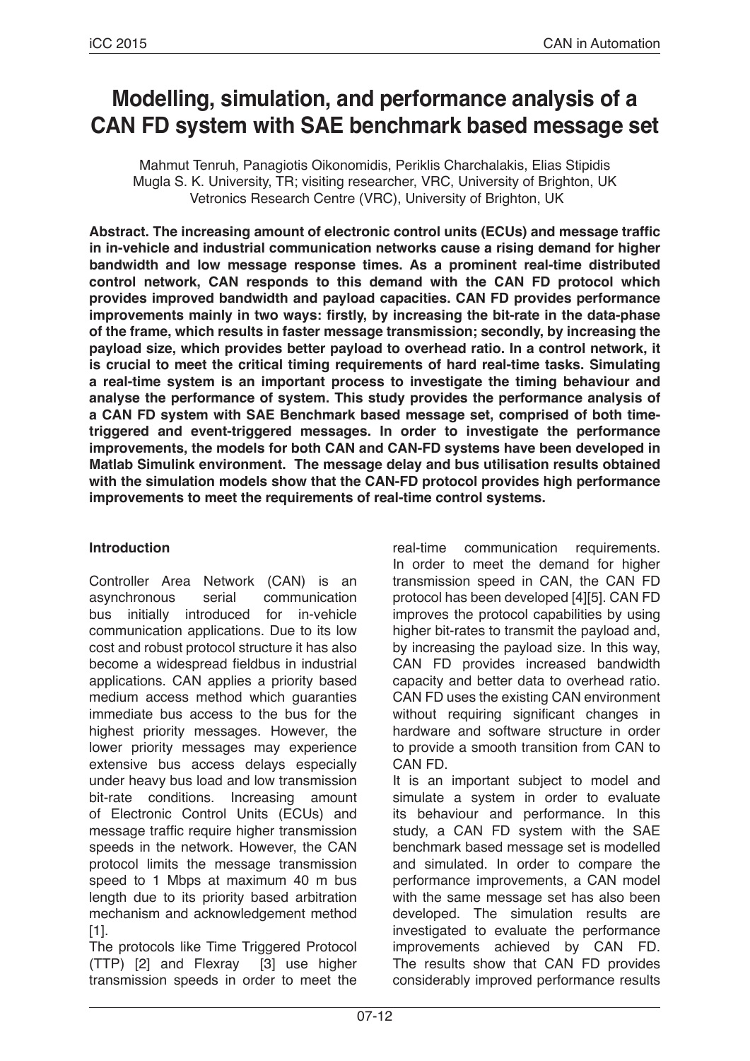# Modelling, simulation, and performance analysis of a CAN FD system with SAE benchmark based message set

Mahmut Tenruh, Panagiotis Oikonomidis, Periklis Charchalakis, Elias Stipidis
Mugla S. K. University, TR; visiting researcher, VRC, University of Brighton, UK
Vetronics Research Centre (VRC), University of Brighton, UK

**Abstract. The increasing amount of electronic control units (ECUs) and message traffic in in-vehicle and industrial communication networks cause a rising demand for higher bandwidth and low message response times. As a prominent real-time distributed control network, CAN responds to this demand with the CAN FD protocol which provides improved bandwidth and payload capacities. CAN FD provides performance improvements mainly in two ways: firstly, by increasing the bit-rate in the data-phase of the frame, which results in faster message transmission; secondly, by increasing the payload size, which provides better payload to overhead ratio. In a control network, it is crucial to meet the critical timing requirements of hard real-time tasks. Simulating a real-time system is an important process to investigate the timing behaviour and analyse the performance of system. This study provides the performance analysis of a CAN FD system with SAE Benchmark based message set, comprised of both time-triggered and event-triggered messages. In order to investigate the performance improvements, the models for both CAN and CAN-FD systems have been developed in Matlab Simulink environment. The message delay and bus utilisation results obtained with the simulation models show that the CAN-FD protocol provides high performance improvements to meet the requirements of real-time control systems.**

## Introduction

Controller Area Network (CAN) is an asynchronous serial communication bus initially introduced for in-vehicle communication applications. Due to its low cost and robust protocol structure it has also become a widespread fieldbus in industrial applications. CAN applies a priority based medium access method which guaranties immediate bus access to the bus for the highest priority messages. However, the lower priority messages may experience extensive bus access delays especially under heavy bus load and low transmission bit-rate conditions. Increasing amount of Electronic Control Units (ECUs) and message traffic require higher transmission speeds in the network. However, the CAN protocol limits the message transmission speed to 1 Mbps at maximum 40 m bus length due to its priority based arbitration mechanism and acknowledgement method [1].

The protocols like Time Triggered Protocol (TTP) [2] and Flexray [3] use higher transmission speeds in order to meet the real-time communication requirements. In order to meet the demand for higher transmission speed in CAN, the CAN FD protocol has been developed [4][5]. CAN FD improves the protocol capabilities by using higher bit-rates to transmit the payload and, by increasing the payload size. In this way, CAN FD provides increased bandwidth capacity and better data to overhead ratio. CAN FD uses the existing CAN environment without requiring significant changes in hardware and software structure in order to provide a smooth transition from CAN to CAN FD.

It is an important subject to model and simulate a system in order to evaluate its behaviour and performance. In this study, a CAN FD system with the SAE benchmark based message set is modelled and simulated. In order to compare the performance improvements, a CAN model with the same message set has also been developed. The simulation results are investigated to evaluate the performance improvements achieved by CAN FD. The results show that CAN FD provides considerably improved performance results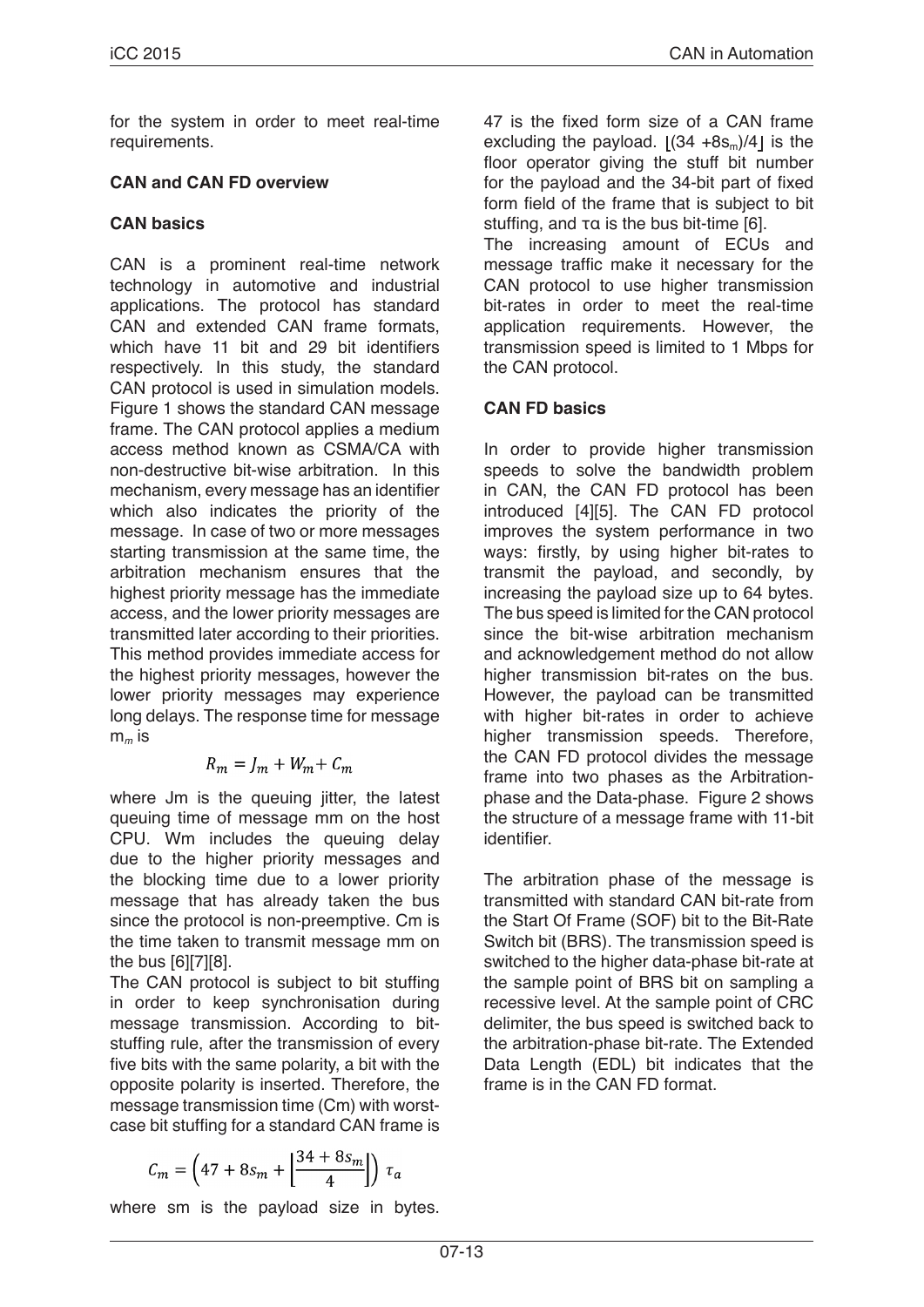for the system in order to meet real-time requirements.

## CAN and CAN FD overview

### CAN basics

CAN is a prominent real-time network technology in automotive and industrial applications. The protocol has standard CAN and extended CAN frame formats, which have 11 bit and 29 bit identifiers respectively. In this study, the standard CAN protocol is used in simulation models. Figure 1 shows the standard CAN message frame. The CAN protocol applies a medium access method known as CSMA/CA with non-destructive bit-wise arbitration. In this mechanism, every message has an identifier which also indicates the priority of the message. In case of two or more messages starting transmission at the same time, the arbitration mechanism ensures that the highest priority message has the immediate access, and the lower priority messages are transmitted later according to their priorities. This method provides immediate access for the highest priority messages, however the lower priority messages may experience long delays. The response time for message $m_m$ is

$$R_m = J_m + W_m + C_m$$

where Jm is the queuing jitter, the latest queuing time of message mm on the host CPU. Wm includes the queuing delay due to the higher priority messages and the blocking time due to a lower priority message that has already taken the bus since the protocol is non-preemptive. Cm is the time taken to transmit message mm on the bus [6][7][8].

The CAN protocol is subject to bit stuffing in order to keep synchronisation during message transmission. According to bit-stuffing rule, after the transmission of every five bits with the same polarity, a bit with the opposite polarity is inserted. Therefore, the message transmission time (Cm) with worst-case bit stuffing for a standard CAN frame is

$$C_m = \left(47 + 8s_m + \left\lfloor \frac{34 + 8s_m}{4} \right\rfloor\right) \tau_a$$

where sm is the payload size in bytes. 47 is the fixed form size of a CAN frame excluding the payload. $\lfloor(34 + 8s_m)/4\rfloor$ is the floor operator giving the stuff bit number for the payload and the 34-bit part of fixed form field of the frame that is subject to bit stuffing, and τα is the bus bit-time [6].

The increasing amount of ECUs and message traffic make it necessary for the CAN protocol to use higher transmission bit-rates in order to meet the real-time application requirements. However, the transmission speed is limited to 1 Mbps for the CAN protocol.

### CAN FD basics

In order to provide higher transmission speeds to solve the bandwidth problem in CAN, the CAN FD protocol has been introduced [4][5]. The CAN FD protocol improves the system performance in two ways: firstly, by using higher bit-rates to transmit the payload, and secondly, by increasing the payload size up to 64 bytes. The bus speed is limited for the CAN protocol since the bit-wise arbitration mechanism and acknowledgement method do not allow higher transmission bit-rates on the bus. However, the payload can be transmitted with higher bit-rates in order to achieve higher transmission speeds. Therefore, the CAN FD protocol divides the message frame into two phases as the Arbitration-phase and the Data-phase. Figure 2 shows the structure of a message frame with 11-bit identifier.

The arbitration phase of the message is transmitted with standard CAN bit-rate from the Start Of Frame (SOF) bit to the Bit-Rate Switch bit (BRS). The transmission speed is switched to the higher data-phase bit-rate at the sample point of BRS bit on sampling a recessive level. At the sample point of CRC delimiter, the bus speed is switched back to the arbitration-phase bit-rate. The Extended Data Length (EDL) bit indicates that the frame is in the CAN FD format.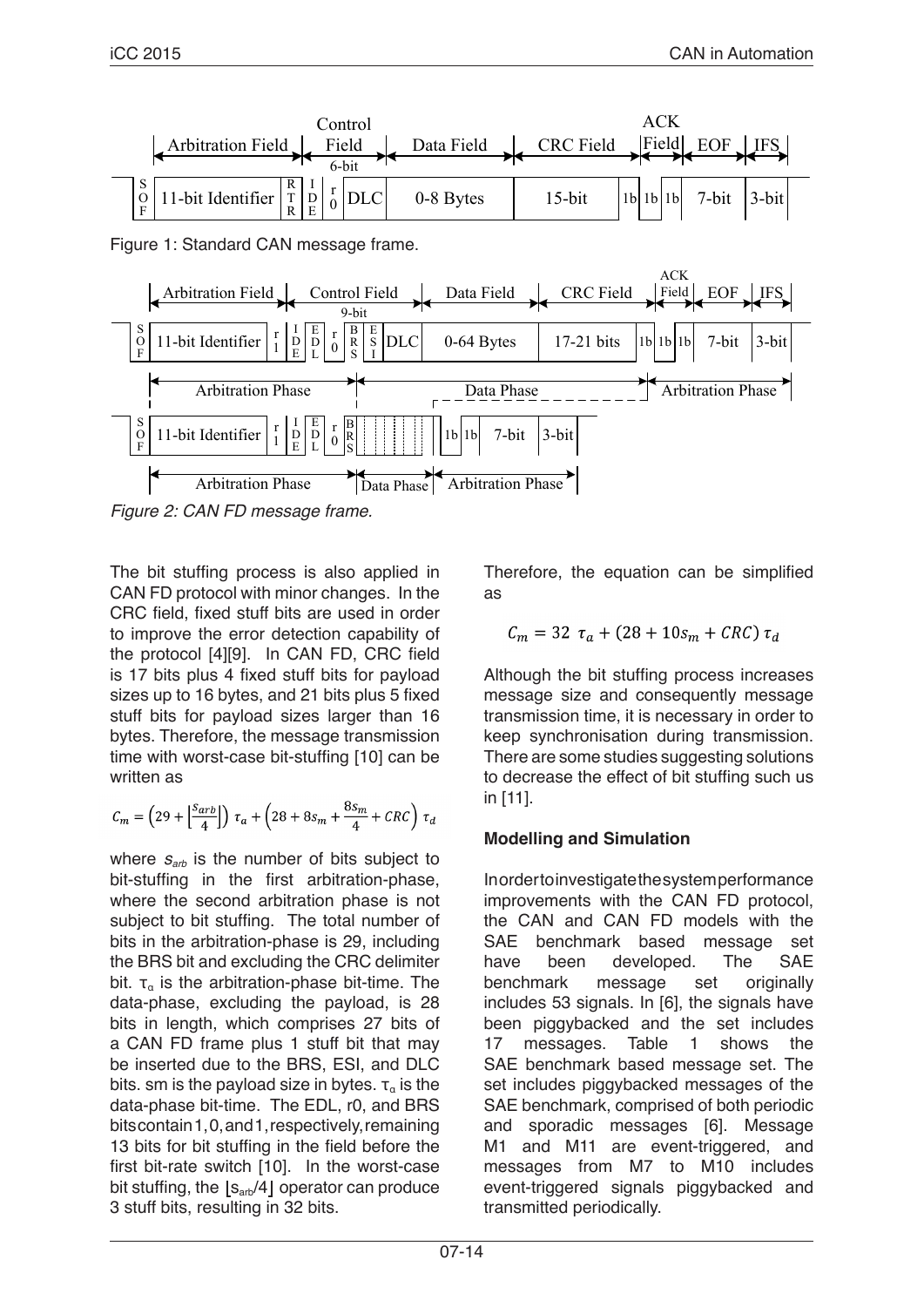Figure 1: Standard CAN message frame.

*Figure 2: CAN FD message frame.*

The bit stuffing process is also applied in CAN FD protocol with minor changes. In the CRC field, fixed stuff bits are used in order to improve the error detection capability of the protocol [4][9]. In CAN FD, CRC field is 17 bits plus 4 fixed stuff bits for payload sizes up to 16 bytes, and 21 bits plus 5 fixed stuff bits for payload sizes larger than 16 bytes. Therefore, the message transmission time with worst-case bit-stuffing [10] can be written as

$$C_m = \left(29 + \left\lfloor \frac{s_{arb}}{4} \right\rfloor\right) \tau_a + \left(28 + 8s_m + \frac{8s_m}{4} + CRC\right) \tau_d$$

where $s_{arb}$ is the number of bits subject to bit-stuffing in the first arbitration-phase, where the second arbitration phase is not subject to bit stuffing. The total number of bits in the arbitration-phase is 29, including the BRS bit and excluding the CRC delimiter bit. $\tau_\alpha$ is the arbitration-phase bit-time. The data-phase, excluding the payload, is 28 bits in length, which comprises 27 bits of a CAN FD frame plus 1 stuff bit that may be inserted due to the BRS, ESI, and DLC bits. sm is the payload size in bytes. $\tau_\alpha$ is the data-phase bit-time. The EDL, r0, and BRS bits contain 1, 0, and 1, respectively, remaining 13 bits for bit stuffing in the field before the first bit-rate switch [10]. In the worst-case bit stuffing, the $\lfloor s_{arb}/4 \rfloor$ operator can produce 3 stuff bits, resulting in 32 bits.

Therefore, the equation can be simplified as

$$C_m = 32 \ \tau_a + (28 + 10s_m + CRC) \, \tau_d$$

Although the bit stuffing process increases message size and consequently message transmission time, it is necessary in order to keep synchronisation during transmission. There are some studies suggesting solutions to decrease the effect of bit stuffing such us in [11].

**Modelling and Simulation**

In order to investigate the system performance improvements with the CAN FD protocol, the CAN and CAN FD models with the SAE benchmark based message set have been developed. The SAE benchmark message set originally includes 53 signals. In [6], the signals have been piggybacked and the set includes 17 messages. Table 1 shows the SAE benchmark based message set. The set includes piggybacked messages of the SAE benchmark, comprised of both periodic and sporadic messages [6]. Message M1 and M11 are event-triggered, and messages from M7 to M10 includes event-triggered signals piggybacked and transmitted periodically.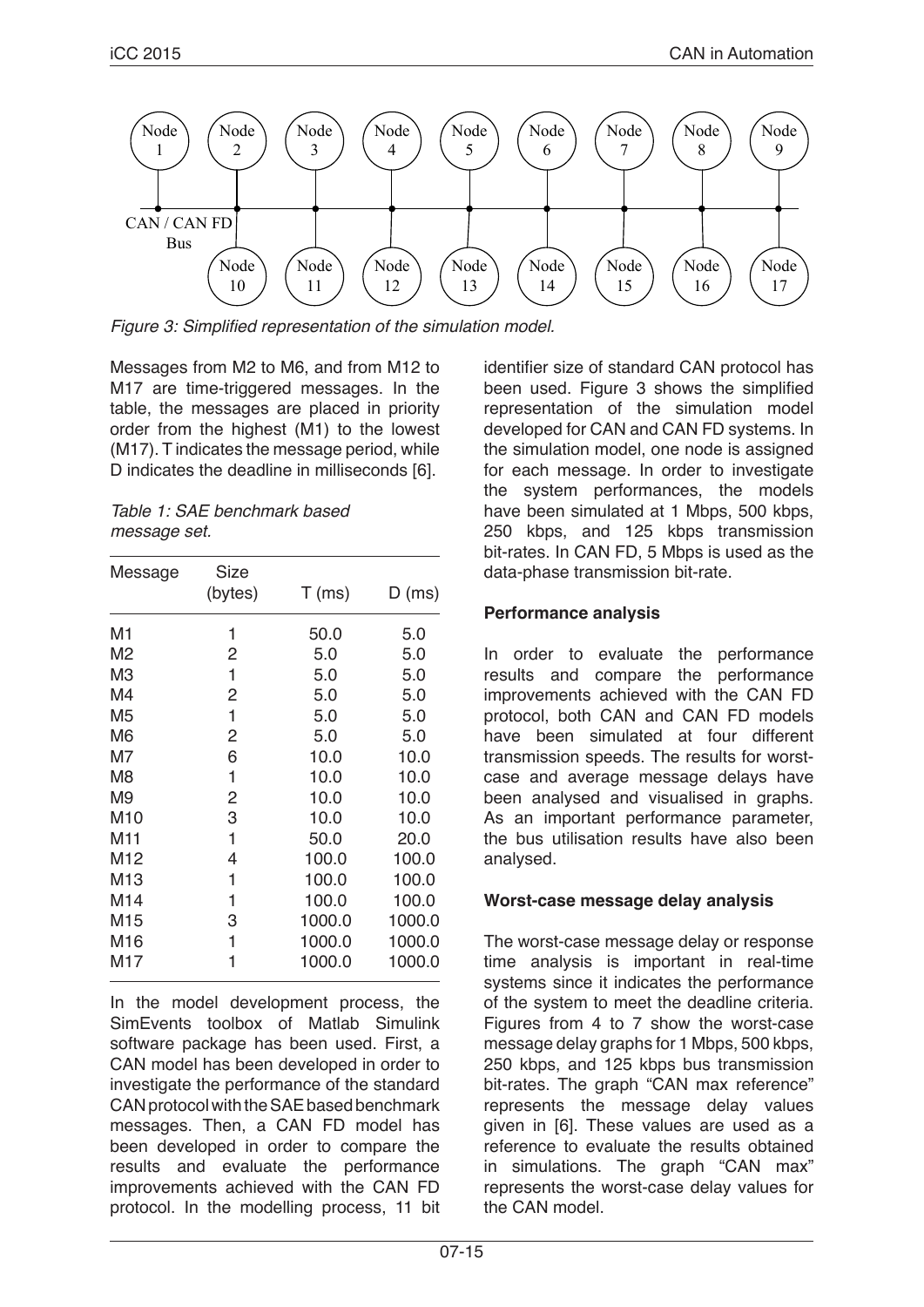Figure 3: Simplified representation of the simulation model.

Messages from M2 to M6, and from M12 to M17 are time-triggered messages. In the table, the messages are placed in priority order from the highest (M1) to the lowest (M17). T indicates the message period, while D indicates the deadline in milliseconds [6].

*Table 1: SAE benchmark based message set.*

| Message | Size (bytes) | T (ms) | D (ms) |
|---|---|---|---|
| M1 | 1 | 50.0 | 5.0 |
| M2 | 2 | 5.0 | 5.0 |
| M3 | 1 | 5.0 | 5.0 |
| M4 | 2 | 5.0 | 5.0 |
| M5 | 1 | 5.0 | 5.0 |
| M6 | 2 | 5.0 | 5.0 |
| M7 | 6 | 10.0 | 10.0 |
| M8 | 1 | 10.0 | 10.0 |
| M9 | 2 | 10.0 | 10.0 |
| M10 | 3 | 10.0 | 10.0 |
| M11 | 1 | 50.0 | 20.0 |
| M12 | 4 | 100.0 | 100.0 |
| M13 | 1 | 100.0 | 100.0 |
| M14 | 1 | 100.0 | 100.0 |
| M15 | 3 | 1000.0 | 1000.0 |
| M16 | 1 | 1000.0 | 1000.0 |
| M17 | 1 | 1000.0 | 1000.0 |

In the model development process, the SimEvents toolbox of Matlab Simulink software package has been used. First, a CAN model has been developed in order to investigate the performance of the standard CAN protocol with the SAE based benchmark messages. Then, a CAN FD model has been developed in order to compare the results and evaluate the performance improvements achieved with the CAN FD protocol. In the modelling process, 11 bit identifier size of standard CAN protocol has been used. Figure 3 shows the simplified representation of the simulation model developed for CAN and CAN FD systems. In the simulation model, one node is assigned for each message. In order to investigate the system performances, the models have been simulated at 1 Mbps, 500 kbps, 250 kbps, and 125 kbps transmission bit-rates. In CAN FD, 5 Mbps is used as the data-phase transmission bit-rate.

**Performance analysis**

In order to evaluate the performance results and compare the performance improvements achieved with the CAN FD protocol, both CAN and CAN FD models have been simulated at four different transmission speeds. The results for worst-case and average message delays have been analysed and visualised in graphs. As an important performance parameter, the bus utilisation results have also been analysed.

**Worst-case message delay analysis**

The worst-case message delay or response time analysis is important in real-time systems since it indicates the performance of the system to meet the deadline criteria. Figures from 4 to 7 show the worst-case message delay graphs for 1 Mbps, 500 kbps, 250 kbps, and 125 kbps bus transmission bit-rates. The graph "CAN max reference" represents the message delay values given in [6]. These values are used as a reference to evaluate the results obtained in simulations. The graph "CAN max" represents the worst-case delay values for the CAN model.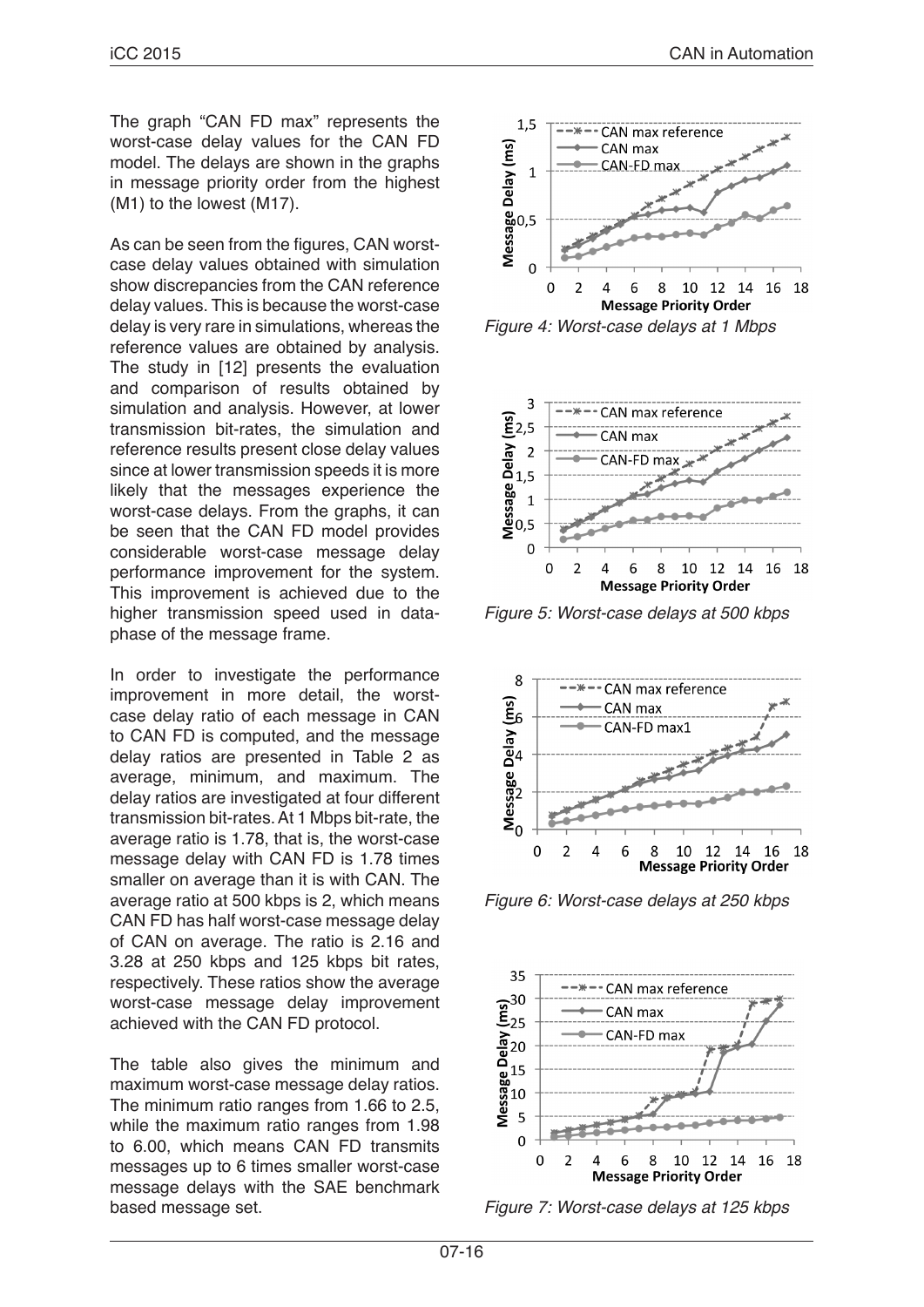The graph "CAN FD max" represents the worst-case delay values for the CAN FD model. The delays are shown in the graphs in message priority order from the highest (M1) to the lowest (M17).

As can be seen from the figures, CAN worst-case delay values obtained with simulation show discrepancies from the CAN reference delay values. This is because the worst-case delay is very rare in simulations, whereas the reference values are obtained by analysis. The study in [12] presents the evaluation and comparison of results obtained by simulation and analysis. However, at lower transmission bit-rates, the simulation and reference results present close delay values since at lower transmission speeds it is more likely that the messages experience the worst-case delays. From the graphs, it can be seen that the CAN FD model provides considerable worst-case message delay performance improvement for the system. This improvement is achieved due to the higher transmission speed used in data-phase of the message frame.

In order to investigate the performance improvement in more detail, the worst-case delay ratio of each message in CAN to CAN FD is computed, and the message delay ratios are presented in Table 2 as average, minimum, and maximum. The delay ratios are investigated at four different transmission bit-rates. At 1 Mbps bit-rate, the average ratio is 1.78, that is, the worst-case message delay with CAN FD is 1.78 times smaller on average than it is with CAN. The average ratio at 500 kbps is 2, which means CAN FD has half worst-case message delay of CAN on average. The ratio is 2.16 and 3.28 at 250 kbps and 125 kbps bit rates, respectively. These ratios show the average worst-case message delay improvement achieved with the CAN FD protocol.

The table also gives the minimum and maximum worst-case message delay ratios. The minimum ratio ranges from 1.66 to 2.5, while the maximum ratio ranges from 1.98 to 6.00, which means CAN FD transmits messages up to 6 times smaller worst-case message delays with the SAE benchmark based message set.

*Figure 4: Worst-case delays at 1 Mbps*

*Figure 5: Worst-case delays at 500 kbps*

*Figure 6: Worst-case delays at 250 kbps*

*Figure 7: Worst-case delays at 125 kbps*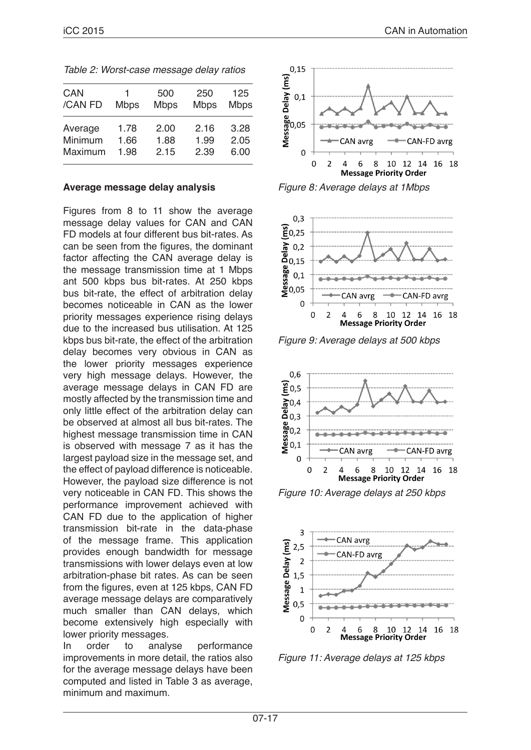*Table 2: Worst-case message delay ratios*

| CAN /CAN FD | 1 Mbps | 500 Mbps | 250 Mbps | 125 Mbps |
|---|---|---|---|---|
| Average | 1.78 | 2.00 | 2.16 | 3.28 |
| Minimum | 1.66 | 1.88 | 1.99 | 2.05 |
| Maximum | 1.98 | 2.15 | 2.39 | 6.00 |

**Average message delay analysis**

Figures from 8 to 11 show the average message delay values for CAN and CAN FD models at four different bus bit-rates. As can be seen from the figures, the dominant factor affecting the CAN average delay is the message transmission time at 1 Mbps ant 500 kbps bus bit-rates. At 250 kbps bus bit-rate, the effect of arbitration delay becomes noticeable in CAN as the lower priority messages experience rising delays due to the increased bus utilisation. At 125 kbps bus bit-rate, the effect of the arbitration delay becomes very obvious in CAN as the lower priority messages experience very high message delays. However, the average message delays in CAN FD are mostly affected by the transmission time and only little effect of the arbitration delay can be observed at almost all bus bit-rates. The highest message transmission time in CAN is observed with message 7 as it has the largest payload size in the message set, and the effect of payload difference is noticeable. However, the payload size difference is not very noticeable in CAN FD. This shows the performance improvement achieved with CAN FD due to the application of higher transmission bit-rate in the data-phase of the message frame. This application provides enough bandwidth for message transmissions with lower delays even at low arbitration-phase bit rates. As can be seen from the figures, even at 125 kbps, CAN FD average message delays are comparatively much smaller than CAN delays, which become extensively high especially with lower priority messages.

In order to analyse performance improvements in more detail, the ratios also for the average message delays have been computed and listed in Table 3 as average, minimum and maximum.

*Figure 8: Average delays at 1Mbps*

*Figure 9: Average delays at 500 kbps*

*Figure 10: Average delays at 250 kbps*

*Figure 11: Average delays at 125 kbps*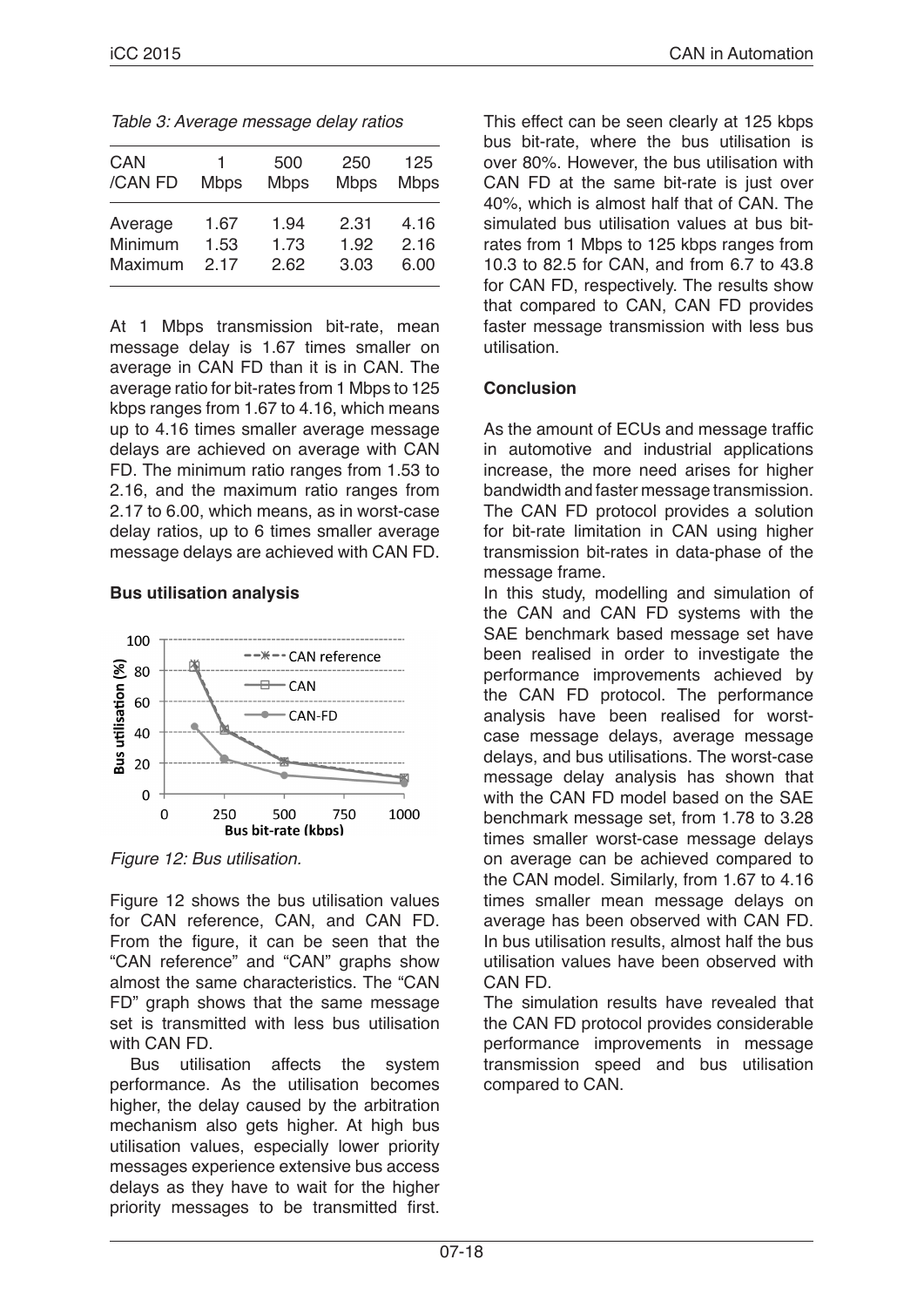*Table 3: Average message delay ratios*

| CAN /CAN FD | 1 Mbps | 500 Mbps | 250 Mbps | 125 Mbps |
|---|---|---|---|---|
| Average | 1.67 | 1.94 | 2.31 | 4.16 |
| Minimum | 1.53 | 1.73 | 1.92 | 2.16 |
| Maximum | 2.17 | 2.62 | 3.03 | 6.00 |

At 1 Mbps transmission bit-rate, mean message delay is 1.67 times smaller on average in CAN FD than it is in CAN. The average ratio for bit-rates from 1 Mbps to 125 kbps ranges from 1.67 to 4.16, which means up to 4.16 times smaller average message delays are achieved on average with CAN FD. The minimum ratio ranges from 1.53 to 2.16, and the maximum ratio ranges from 2.17 to 6.00, which means, as in worst-case delay ratios, up to 6 times smaller average message delays are achieved with CAN FD.

**Bus utilisation analysis**

*Figure 12: Bus utilisation.*

Figure 12 shows the bus utilisation values for CAN reference, CAN, and CAN FD. From the figure, it can be seen that the "CAN reference" and "CAN" graphs show almost the same characteristics. The "CAN FD" graph shows that the same message set is transmitted with less bus utilisation with CAN FD.

Bus utilisation affects the system performance. As the utilisation becomes higher, the delay caused by the arbitration mechanism also gets higher. At high bus utilisation values, especially lower priority messages experience extensive bus access delays as they have to wait for the higher priority messages to be transmitted first. This effect can be seen clearly at 125 kbps bus bit-rate, where the bus utilisation is over 80%. However, the bus utilisation with CAN FD at the same bit-rate is just over 40%, which is almost half that of CAN. The simulated bus utilisation values at bus bit-rates from 1 Mbps to 125 kbps ranges from 10.3 to 82.5 for CAN, and from 6.7 to 43.8 for CAN FD, respectively. The results show that compared to CAN, CAN FD provides faster message transmission with less bus utilisation.

**Conclusion**

As the amount of ECUs and message traffic in automotive and industrial applications increase, the more need arises for higher bandwidth and faster message transmission. The CAN FD protocol provides a solution for bit-rate limitation in CAN using higher transmission bit-rates in data-phase of the message frame.

In this study, modelling and simulation of the CAN and CAN FD systems with the SAE benchmark based message set have been realised in order to investigate the performance improvements achieved by the CAN FD protocol. The performance analysis have been realised for worst-case message delays, average message delays, and bus utilisations. The worst-case message delay analysis has shown that with the CAN FD model based on the SAE benchmark message set, from 1.78 to 3.28 times smaller worst-case message delays on average can be achieved compared to the CAN model. Similarly, from 1.67 to 4.16 times smaller mean message delays on average has been observed with CAN FD. In bus utilisation results, almost half the bus utilisation values have been observed with CAN FD.

The simulation results have revealed that the CAN FD protocol provides considerable performance improvements in message transmission speed and bus utilisation compared to CAN.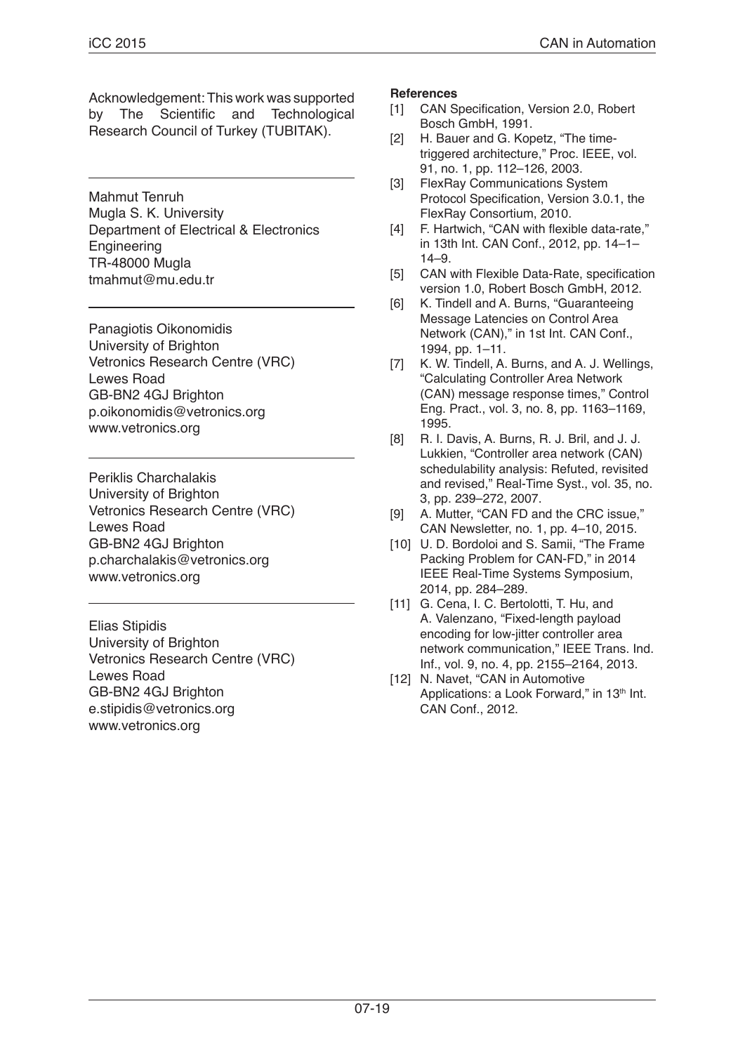Acknowledgement: This work was supported by The Scientific and Technological Research Council of Turkey (TUBITAK).

---

Mahmut Tenruh
Mugla S. K. University
Department of Electrical & Electronics Engineering
TR-48000 Mugla
tmahmut@mu.edu.tr

---

Panagiotis Oikonomidis
University of Brighton
Vetronics Research Centre (VRC)
Lewes Road
GB-BN2 4GJ Brighton
p.oikonomidis@vetronics.org
www.vetronics.org

---

Periklis Charchalakis
University of Brighton
Vetronics Research Centre (VRC)
Lewes Road
GB-BN2 4GJ Brighton
p.charchalakis@vetronics.org
www.vetronics.org

---

Elias Stipidis
University of Brighton
Vetronics Research Centre (VRC)
Lewes Road
GB-BN2 4GJ Brighton
e.stipidis@vetronics.org
www.vetronics.org

**References**

[1] CAN Specification, Version 2.0, Robert Bosch GmbH, 1991.

[2] H. Bauer and G. Kopetz, "The time-triggered architecture," Proc. IEEE, vol. 91, no. 1, pp. 112–126, 2003.

[3] FlexRay Communications System Protocol Specification, Version 3.0.1, the FlexRay Consortium, 2010.

[4] F. Hartwich, "CAN with flexible data-rate," in 13th Int. CAN Conf., 2012, pp. 14–1–14–9.

[5] CAN with Flexible Data-Rate, specification version 1.0, Robert Bosch GmbH, 2012.

[6] K. Tindell and A. Burns, "Guaranteeing Message Latencies on Control Area Network (CAN)," in 1st Int. CAN Conf., 1994, pp. 1–11.

[7] K. W. Tindell, A. Burns, and A. J. Wellings, "Calculating Controller Area Network (CAN) message response times," Control Eng. Pract., vol. 3, no. 8, pp. 1163–1169, 1995.

[8] R. I. Davis, A. Burns, R. J. Bril, and J. J. Lukkien, "Controller area network (CAN) schedulability analysis: Refuted, revisited and revised," Real-Time Syst., vol. 35, no. 3, pp. 239–272, 2007.

[9] A. Mutter, "CAN FD and the CRC issue," CAN Newsletter, no. 1, pp. 4–10, 2015.

[10] U. D. Bordoloi and S. Samii, "The Frame Packing Problem for CAN-FD," in 2014 IEEE Real-Time Systems Symposium, 2014, pp. 284–289.

[11] G. Cena, I. C. Bertolotti, T. Hu, and A. Valenzano, "Fixed-length payload encoding for low-jitter controller area network communication," IEEE Trans. Ind. Inf., vol. 9, no. 4, pp. 2155–2164, 2013.

[12] N. Navet, "CAN in Automotive Applications: a Look Forward," in 13th Int. CAN Conf., 2012.